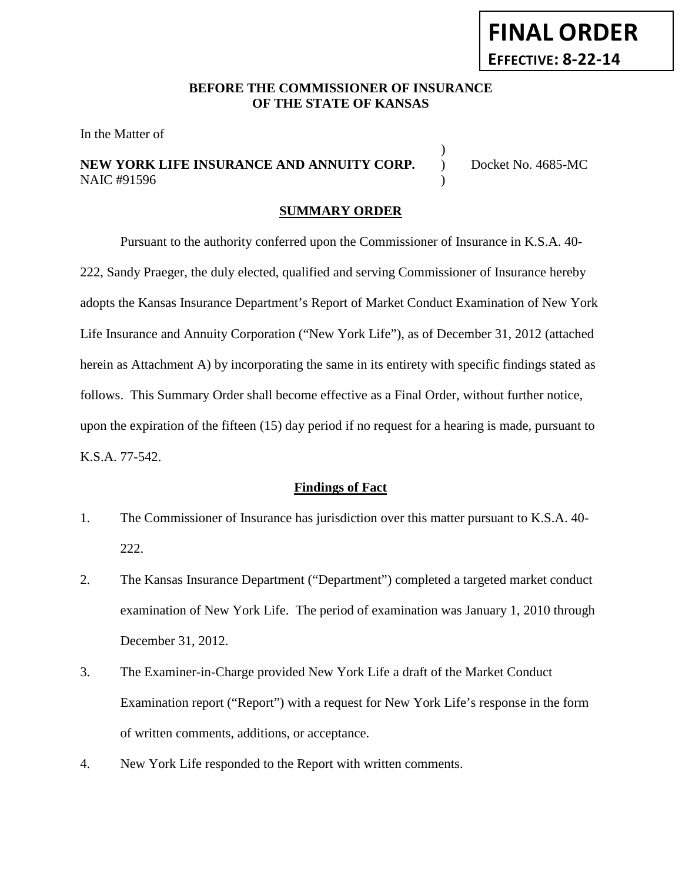**FINAL ORDER**
**EFFECTIVE: 8-22-14**

**BEFORE THE COMMISSIONER OF INSURANCE**
**OF THE STATE OF KANSAS**

In the Matter of

**NEW YORK LIFE INSURANCE AND ANNUITY CORP.** ) Docket No. 4685-MC
NAIC #91596 )

## SUMMARY ORDER

Pursuant to the authority conferred upon the Commissioner of Insurance in K.S.A. 40-222, Sandy Praeger, the duly elected, qualified and serving Commissioner of Insurance hereby adopts the Kansas Insurance Department's Report of Market Conduct Examination of New York Life Insurance and Annuity Corporation ("New York Life"), as of December 31, 2012 (attached herein as Attachment A) by incorporating the same in its entirety with specific findings stated as follows. This Summary Order shall become effective as a Final Order, without further notice, upon the expiration of the fifteen (15) day period if no request for a hearing is made, pursuant to K.S.A. 77-542.

### Findings of Fact

1. The Commissioner of Insurance has jurisdiction over this matter pursuant to K.S.A. 40-222.
2. The Kansas Insurance Department ("Department") completed a targeted market conduct examination of New York Life. The period of examination was January 1, 2010 through December 31, 2012.
3. The Examiner-in-Charge provided New York Life a draft of the Market Conduct Examination report ("Report") with a request for New York Life's response in the form of written comments, additions, or acceptance.
4. New York Life responded to the Report with written comments.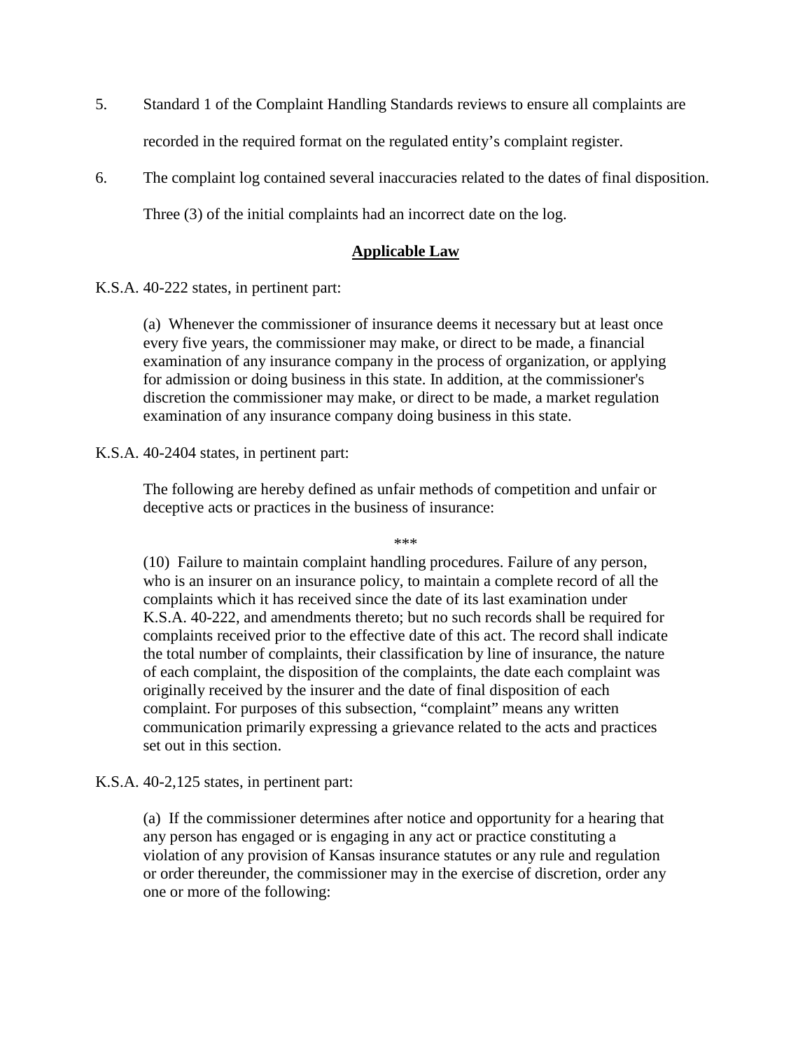5. Standard 1 of the Complaint Handling Standards reviews to ensure all complaints are recorded in the required format on the regulated entity's complaint register.

6. The complaint log contained several inaccuracies related to the dates of final disposition. Three (3) of the initial complaints had an incorrect date on the log.

## **Applicable Law**

K.S.A. 40-222 states, in pertinent part:

> (a) Whenever the commissioner of insurance deems it necessary but at least once every five years, the commissioner may make, or direct to be made, a financial examination of any insurance company in the process of organization, or applying for admission or doing business in this state. In addition, at the commissioner's discretion the commissioner may make, or direct to be made, a market regulation examination of any insurance company doing business in this state.

K.S.A. 40-2404 states, in pertinent part:

> The following are hereby defined as unfair methods of competition and unfair or deceptive acts or practices in the business of insurance:
>
> \*\*\*
>
> (10) Failure to maintain complaint handling procedures. Failure of any person, who is an insurer on an insurance policy, to maintain a complete record of all the complaints which it has received since the date of its last examination under K.S.A. 40-222, and amendments thereto; but no such records shall be required for complaints received prior to the effective date of this act. The record shall indicate the total number of complaints, their classification by line of insurance, the nature of each complaint, the disposition of the complaints, the date each complaint was originally received by the insurer and the date of final disposition of each complaint. For purposes of this subsection, "complaint" means any written communication primarily expressing a grievance related to the acts and practices set out in this section.

K.S.A. 40-2,125 states, in pertinent part:

> (a) If the commissioner determines after notice and opportunity for a hearing that any person has engaged or is engaging in any act or practice constituting a violation of any provision of Kansas insurance statutes or any rule and regulation or order thereunder, the commissioner may in the exercise of discretion, order any one or more of the following: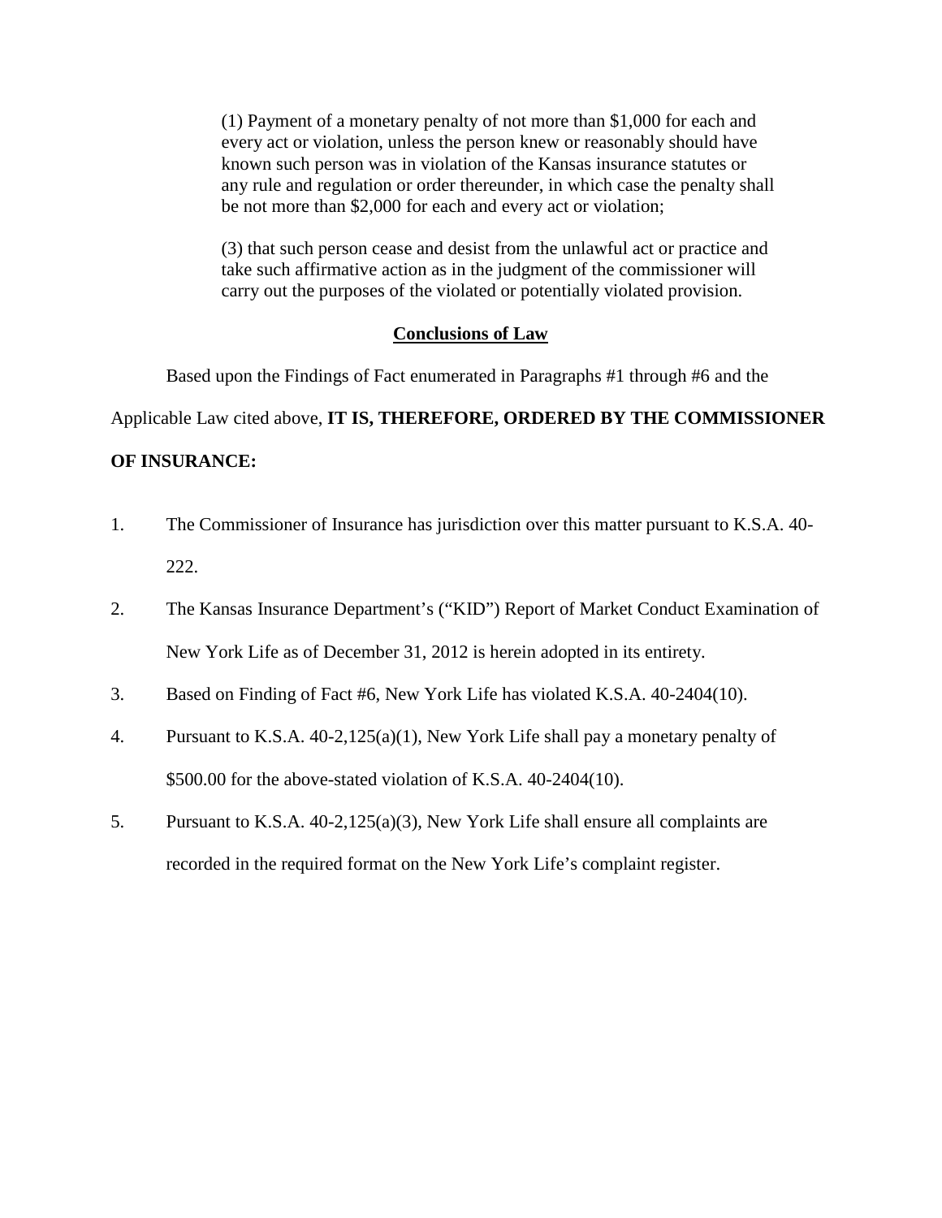(1) Payment of a monetary penalty of not more than $1,000 for each and every act or violation, unless the person knew or reasonably should have known such person was in violation of the Kansas insurance statutes or any rule and regulation or order thereunder, in which case the penalty shall be not more than $2,000 for each and every act or violation;

(3) that such person cease and desist from the unlawful act or practice and take such affirmative action as in the judgment of the commissioner will carry out the purposes of the violated or potentially violated provision.

## Conclusions of Law

Based upon the Findings of Fact enumerated in Paragraphs #1 through #6 and the Applicable Law cited above, **IT IS, THEREFORE, ORDERED BY THE COMMISSIONER OF INSURANCE:**

1. The Commissioner of Insurance has jurisdiction over this matter pursuant to K.S.A. 40-222.
2. The Kansas Insurance Department's ("KID") Report of Market Conduct Examination of New York Life as of December 31, 2012 is herein adopted in its entirety.
3. Based on Finding of Fact #6, New York Life has violated K.S.A. 40-2404(10).
4. Pursuant to K.S.A. 40-2,125(a)(1), New York Life shall pay a monetary penalty of $500.00 for the above-stated violation of K.S.A. 40-2404(10).
5. Pursuant to K.S.A. 40-2,125(a)(3), New York Life shall ensure all complaints are recorded in the required format on the New York Life's complaint register.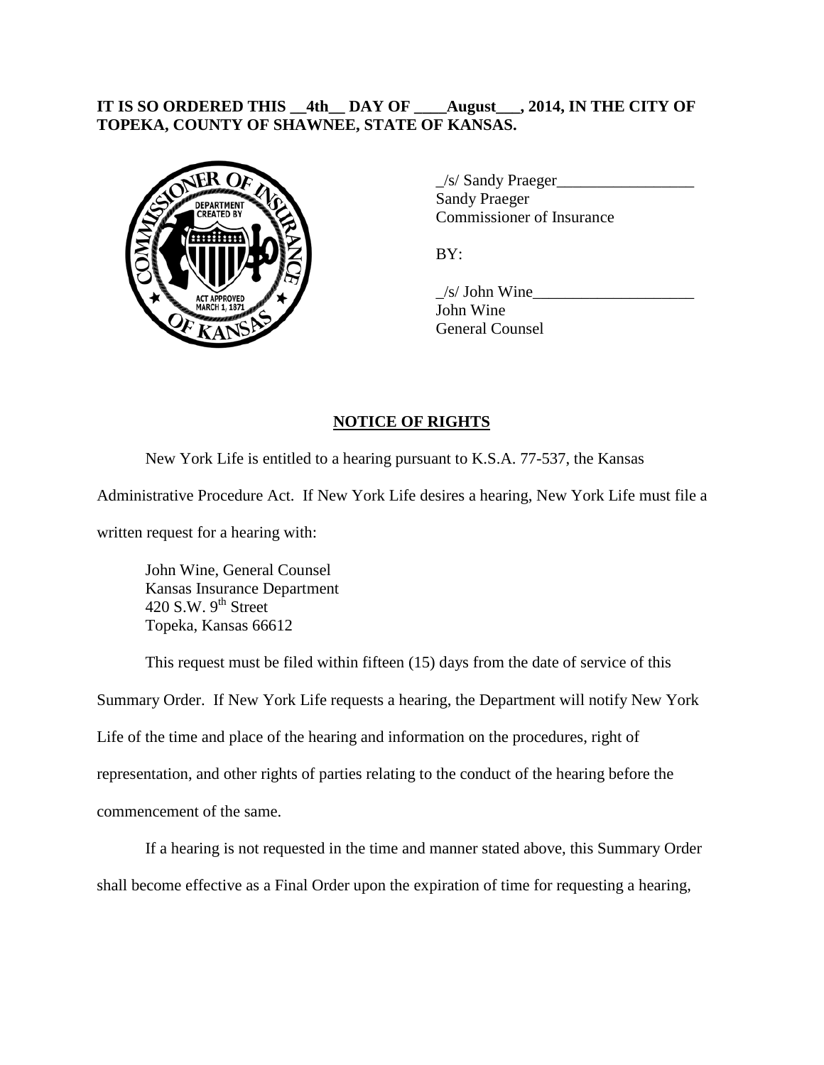**IT IS SO ORDERED THIS __4th__ DAY OF ____August___, 2014, IN THE CITY OF TOPEKA, COUNTY OF SHAWNEE, STATE OF KANSAS.**

_/s/ Sandy Praeger_________________
Sandy Praeger
Commissioner of Insurance

BY:

_/s/ John Wine____________________
John Wine
General Counsel

**NOTICE OF RIGHTS**

New York Life is entitled to a hearing pursuant to K.S.A. 77-537, the Kansas Administrative Procedure Act. If New York Life desires a hearing, New York Life must file a written request for a hearing with:

John Wine, General Counsel
Kansas Insurance Department
420 S.W. 9th Street
Topeka, Kansas 66612

This request must be filed within fifteen (15) days from the date of service of this Summary Order. If New York Life requests a hearing, the Department will notify New York Life of the time and place of the hearing and information on the procedures, right of representation, and other rights of parties relating to the conduct of the hearing before the commencement of the same.

If a hearing is not requested in the time and manner stated above, this Summary Order shall become effective as a Final Order upon the expiration of time for requesting a hearing,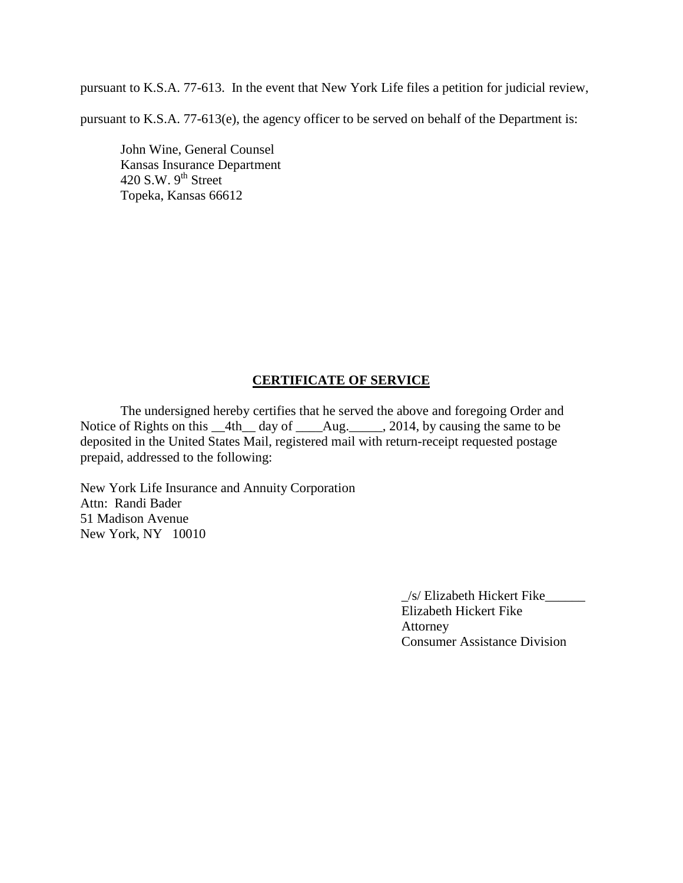pursuant to K.S.A. 77-613. In the event that New York Life files a petition for judicial review, pursuant to K.S.A. 77-613(e), the agency officer to be served on behalf of the Department is:

John Wine, General Counsel
Kansas Insurance Department
420 S.W. 9th Street
Topeka, Kansas 66612

## CERTIFICATE OF SERVICE

The undersigned hereby certifies that he served the above and foregoing Order and Notice of Rights on this __4th__ day of ____Aug._____, 2014, by causing the same to be deposited in the United States Mail, registered mail with return-receipt requested postage prepaid, addressed to the following:

New York Life Insurance and Annuity Corporation
Attn: Randi Bader
51 Madison Avenue
New York, NY 10010

_/s/ Elizabeth Hickert Fike______
Elizabeth Hickert Fike
Attorney
Consumer Assistance Division